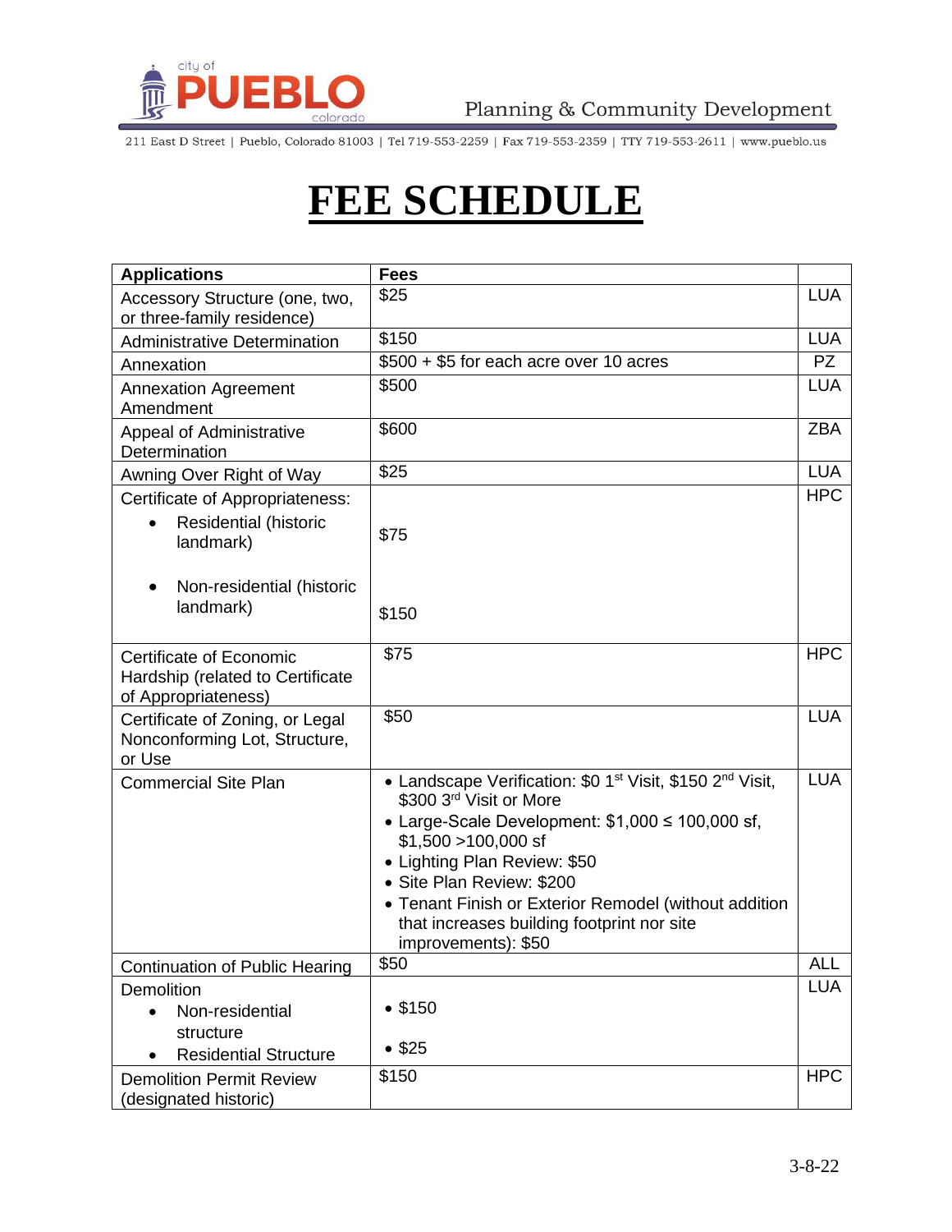Planning & Community Development

211 East D Street | Pueblo, Colorado 81003 | Tel 719-553-2259 | Fax 719-553-2359 | TTY 719-553-2611 | www.pueblo.us

# FEE SCHEDULE

| Applications | Fees | |
|---|---|---|
| Accessory Structure (one, two, or three-family residence) | $25 | LUA |
| Administrative Determination | $150 | LUA |
| Annexation | $500 + $5 for each acre over 10 acres | PZ |
| Annexation Agreement Amendment | $500 | LUA |
| Appeal of Administrative Determination | $600 | ZBA |
| Awning Over Right of Way | $25 | LUA |
| Certificate of Appropriateness:<br>• Residential (historic landmark)<br>• Non-residential (historic landmark) | <br>$75<br>$150 | HPC |
| Certificate of Economic Hardship (related to Certificate of Appropriateness) | $75 | HPC |
| Certificate of Zoning, or Legal Nonconforming Lot, Structure, or Use | $50 | LUA |
| Commercial Site Plan | • Landscape Verification: $0 1st Visit, $150 2nd Visit, $300 3rd Visit or More<br>• Large-Scale Development: $1,000 ≤ 100,000 sf, $1,500 >100,000 sf<br>• Lighting Plan Review: $50<br>• Site Plan Review: $200<br>• Tenant Finish or Exterior Remodel (without addition that increases building footprint nor site improvements): $50 | LUA |
| Continuation of Public Hearing | $50 | ALL |
| Demolition<br>• Non-residential structure<br>• Residential Structure | <br>• $150<br>• $25 | LUA |
| Demolition Permit Review (designated historic) | $150 | HPC |

3-8-22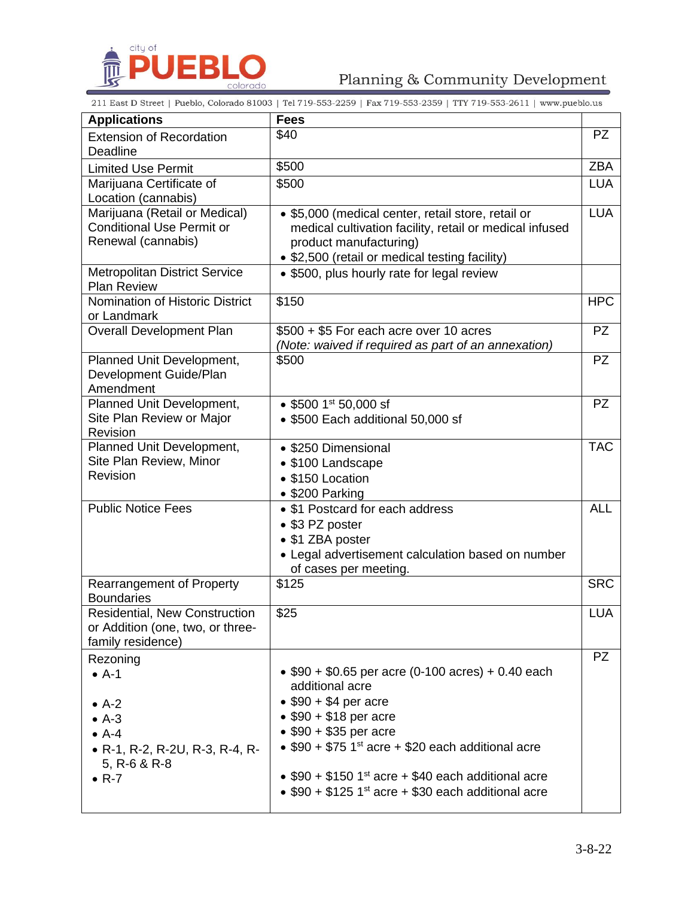| Applications | Fees | |
|---|---|---|
| Extension of Recordation Deadline | $40 | PZ |
| Limited Use Permit | $500 | ZBA |
| Marijuana Certificate of Location (cannabis) | $500 | LUA |
| Marijuana (Retail or Medical) Conditional Use Permit or Renewal (cannabis) | • $5,000 (medical center, retail store, retail or medical cultivation facility, retail or medical infused product manufacturing)<br>• $2,500 (retail or medical testing facility) | LUA |
| Metropolitan District Service Plan Review | • $500, plus hourly rate for legal review | |
| Nomination of Historic District or Landmark | $150 | HPC |
| Overall Development Plan | $500 + $5 For each acre over 10 acres<br>*(Note: waived if required as part of an annexation)* | PZ |
| Planned Unit Development, Development Guide/Plan Amendment | $500 | PZ |
| Planned Unit Development, Site Plan Review or Major Revision | • $500 1st 50,000 sf<br>• $500 Each additional 50,000 sf | PZ |
| Planned Unit Development, Site Plan Review, Minor Revision | • $250 Dimensional<br>• $100 Landscape<br>• $150 Location<br>• $200 Parking | TAC |
| Public Notice Fees | • $1 Postcard for each address<br>• $3 PZ poster<br>• $1 ZBA poster<br>• Legal advertisement calculation based on number of cases per meeting. | ALL |
| Rearrangement of Property Boundaries | $125 | SRC |
| Residential, New Construction or Addition (one, two, or three-family residence) | $25 | LUA |
| Rezoning<br>• A-1<br>• A-2<br>• A-3<br>• A-4<br>• R-1, R-2, R-2U, R-3, R-4, R-5, R-6 & R-8<br>• R-7 | <br>• $90 + $0.65 per acre (0-100 acres) + 0.40 each additional acre<br>• $90 + $4 per acre<br>• $90 + $18 per acre<br>• $90 + $35 per acre<br>• $90 + $75 1st acre + $20 each additional acre<br>• $90 + $150 1st acre + $40 each additional acre<br>• $90 + $125 1st acre + $30 each additional acre | PZ |

3-8-22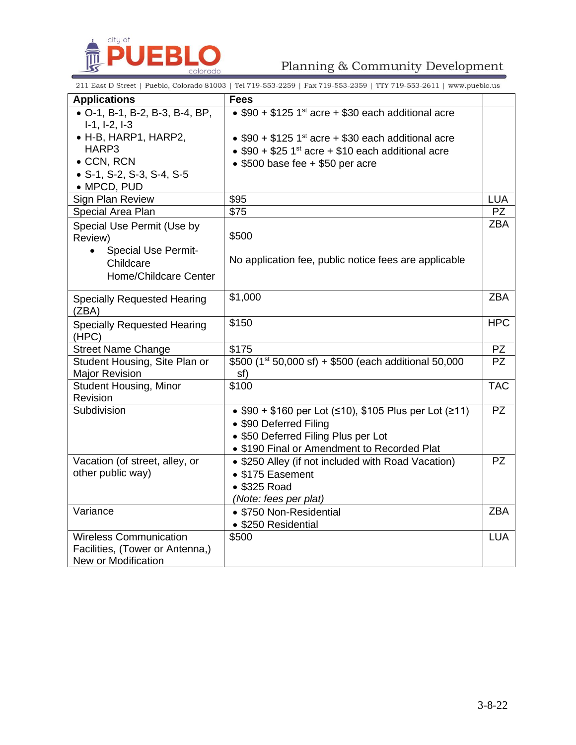| Applications | Fees | |
|---|---|---|
| • O-1, B-1, B-2, B-3, B-4, BP, I-1, I-2, I-3<br>• H-B, HARP1, HARP2, HARP3<br>• CCN, RCN<br>• S-1, S-2, S-3, S-4, S-5<br>• MPCD, PUD | • $90 + $125 1st acre + $30 each additional acre<br><br>• $90 + $125 1st acre + $30 each additional acre<br>• $90 + $25 1st acre + $10 each additional acre<br>• $500 base fee + $50 per acre | |
| Sign Plan Review | $95 | LUA |
| Special Area Plan | $75 | PZ |
| Special Use Permit (Use by Review)<br>• Special Use Permit- Childcare Home/Childcare Center | $500<br><br>No application fee, public notice fees are applicable | ZBA |
| Specially Requested Hearing (ZBA) | $1,000 | ZBA |
| Specially Requested Hearing (HPC) | $150 | HPC |
| Street Name Change | $175 | PZ |
| Student Housing, Site Plan or Major Revision | $500 (1st 50,000 sf) + $500 (each additional 50,000 sf) | PZ |
| Student Housing, Minor Revision | $100 | TAC |
| Subdivision | • $90 + $160 per Lot (≤10), $105 Plus per Lot (≥11)<br>• $90 Deferred Filing<br>• $50 Deferred Filing Plus per Lot<br>• $190 Final or Amendment to Recorded Plat | PZ |
| Vacation (of street, alley, or other public way) | • $250 Alley (if not included with Road Vacation)<br>• $175 Easement<br>• $325 Road<br>*(Note: fees per plat)* | PZ |
| Variance | • $750 Non-Residential<br>• $250 Residential | ZBA |
| Wireless Communication Facilities, (Tower or Antenna,) New or Modification | $500 | LUA |

3-8-22